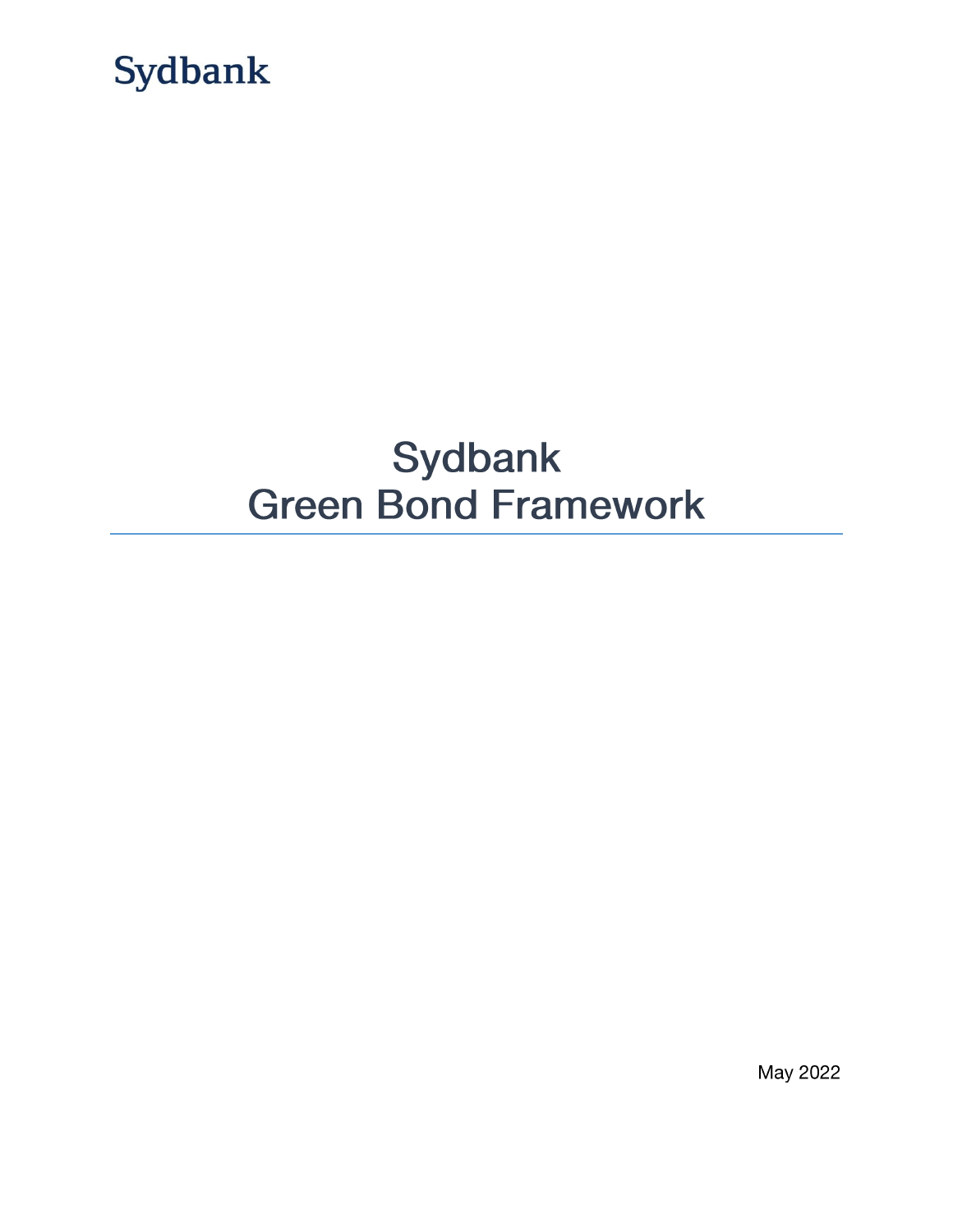Sydbank

# Sydbank Green Bond Framework

May 2022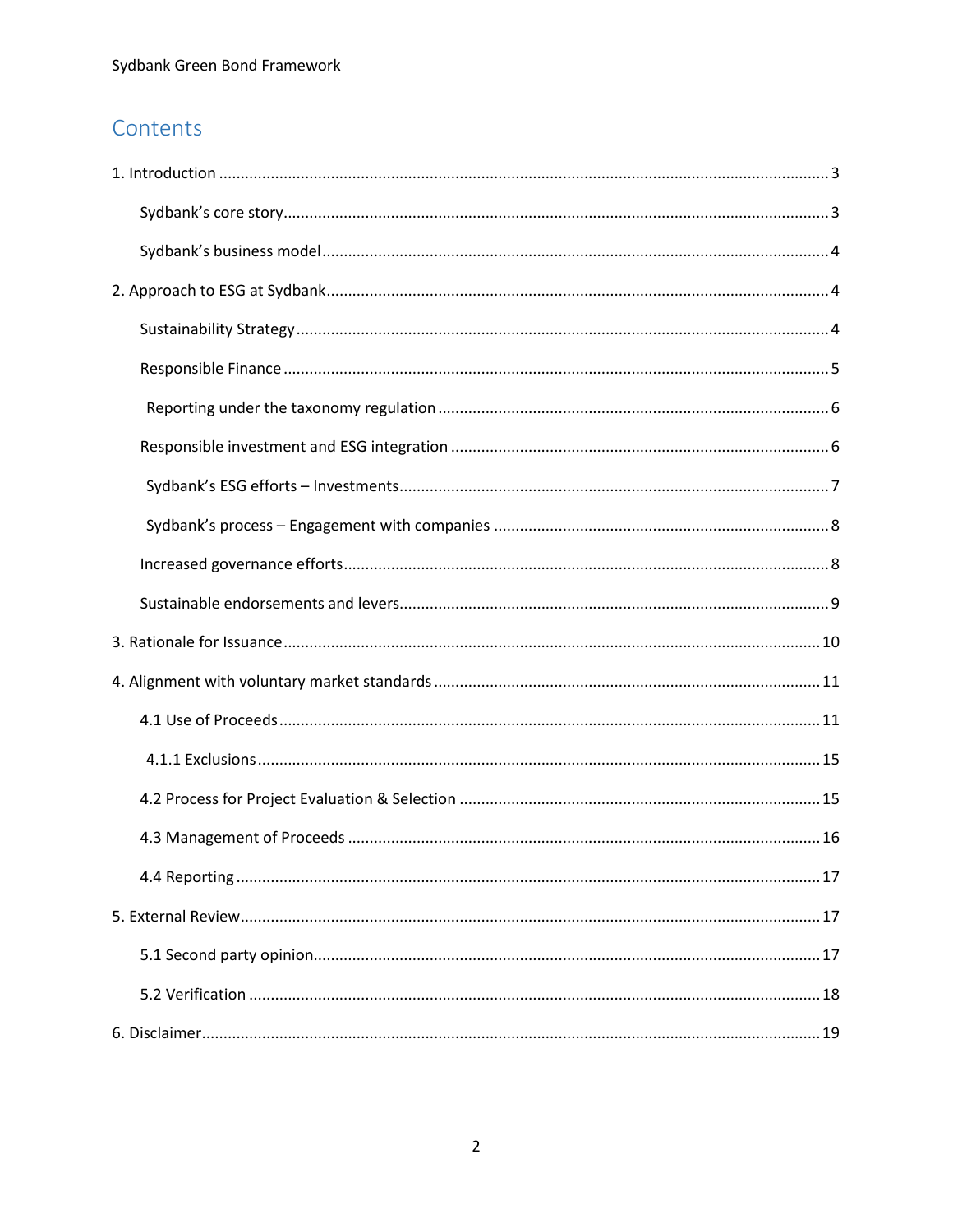# Contents

1. Introduction ........ 3
   - Sydbank's core story ........ 3
   - Sydbank's business model ........ 4
2. Approach to ESG at Sydbank ........ 4
   - Sustainability Strategy ........ 4
   - Responsible Finance ........ 5
     - Reporting under the taxonomy regulation ........ 6
   - Responsible investment and ESG integration ........ 6
     - Sydbank's ESG efforts – Investments ........ 7
     - Sydbank's process – Engagement with companies ........ 8
   - Increased governance efforts ........ 8
   - Sustainable endorsements and levers ........ 9
3. Rationale for Issuance ........ 10
4. Alignment with voluntary market standards ........ 11
   - 4.1 Use of Proceeds ........ 11
     - 4.1.1 Exclusions ........ 15
   - 4.2 Process for Project Evaluation & Selection ........ 15
   - 4.3 Management of Proceeds ........ 16
   - 4.4 Reporting ........ 17
5. External Review ........ 17
   - 5.1 Second party opinion ........ 17
   - 5.2 Verification ........ 18
6. Disclaimer ........ 19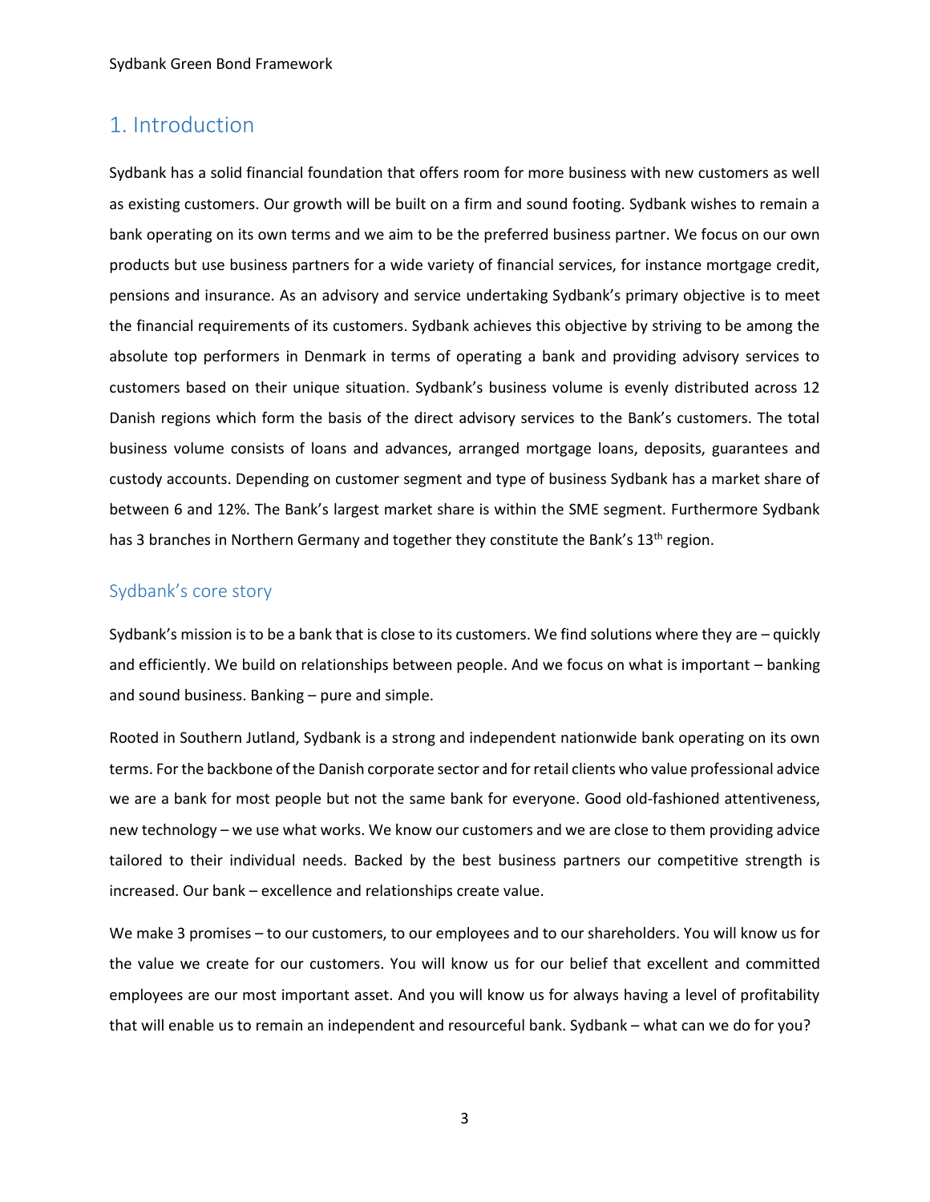# 1. Introduction

Sydbank has a solid financial foundation that offers room for more business with new customers as well as existing customers. Our growth will be built on a firm and sound footing. Sydbank wishes to remain a bank operating on its own terms and we aim to be the preferred business partner. We focus on our own products but use business partners for a wide variety of financial services, for instance mortgage credit, pensions and insurance. As an advisory and service undertaking Sydbank's primary objective is to meet the financial requirements of its customers. Sydbank achieves this objective by striving to be among the absolute top performers in Denmark in terms of operating a bank and providing advisory services to customers based on their unique situation. Sydbank's business volume is evenly distributed across 12 Danish regions which form the basis of the direct advisory services to the Bank's customers. The total business volume consists of loans and advances, arranged mortgage loans, deposits, guarantees and custody accounts. Depending on customer segment and type of business Sydbank has a market share of between 6 and 12%. The Bank's largest market share is within the SME segment. Furthermore Sydbank has 3 branches in Northern Germany and together they constitute the Bank's 13th region.

## Sydbank's core story

Sydbank's mission is to be a bank that is close to its customers. We find solutions where they are – quickly and efficiently. We build on relationships between people. And we focus on what is important – banking and sound business. Banking – pure and simple.

Rooted in Southern Jutland, Sydbank is a strong and independent nationwide bank operating on its own terms. For the backbone of the Danish corporate sector and for retail clients who value professional advice we are a bank for most people but not the same bank for everyone. Good old-fashioned attentiveness, new technology – we use what works. We know our customers and we are close to them providing advice tailored to their individual needs. Backed by the best business partners our competitive strength is increased. Our bank – excellence and relationships create value.

We make 3 promises – to our customers, to our employees and to our shareholders. You will know us for the value we create for our customers. You will know us for our belief that excellent and committed employees are our most important asset. And you will know us for always having a level of profitability that will enable us to remain an independent and resourceful bank. Sydbank – what can we do for you?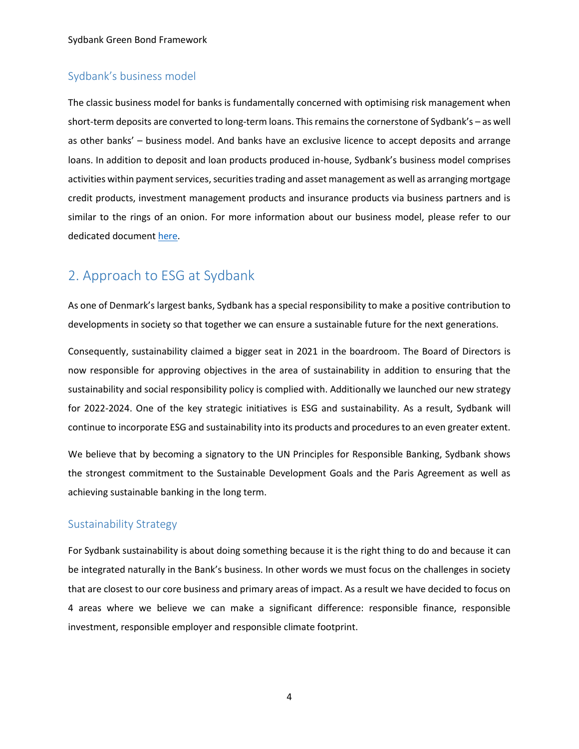### Sydbank's business model

The classic business model for banks is fundamentally concerned with optimising risk management when short-term deposits are converted to long-term loans. This remains the cornerstone of Sydbank's – as well as other banks' – business model. And banks have an exclusive licence to accept deposits and arrange loans. In addition to deposit and loan products produced in-house, Sydbank's business model comprises activities within payment services, securities trading and asset management as well as arranging mortgage credit products, investment management products and insurance products via business partners and is similar to the rings of an onion. For more information about our business model, please refer to our dedicated document here.

## 2. Approach to ESG at Sydbank

As one of Denmark's largest banks, Sydbank has a special responsibility to make a positive contribution to developments in society so that together we can ensure a sustainable future for the next generations.

Consequently, sustainability claimed a bigger seat in 2021 in the boardroom. The Board of Directors is now responsible for approving objectives in the area of sustainability in addition to ensuring that the sustainability and social responsibility policy is complied with. Additionally we launched our new strategy for 2022-2024. One of the key strategic initiatives is ESG and sustainability. As a result, Sydbank will continue to incorporate ESG and sustainability into its products and procedures to an even greater extent.

We believe that by becoming a signatory to the UN Principles for Responsible Banking, Sydbank shows the strongest commitment to the Sustainable Development Goals and the Paris Agreement as well as achieving sustainable banking in the long term.

### Sustainability Strategy

For Sydbank sustainability is about doing something because it is the right thing to do and because it can be integrated naturally in the Bank's business. In other words we must focus on the challenges in society that are closest to our core business and primary areas of impact. As a result we have decided to focus on 4 areas where we believe we can make a significant difference: responsible finance, responsible investment, responsible employer and responsible climate footprint.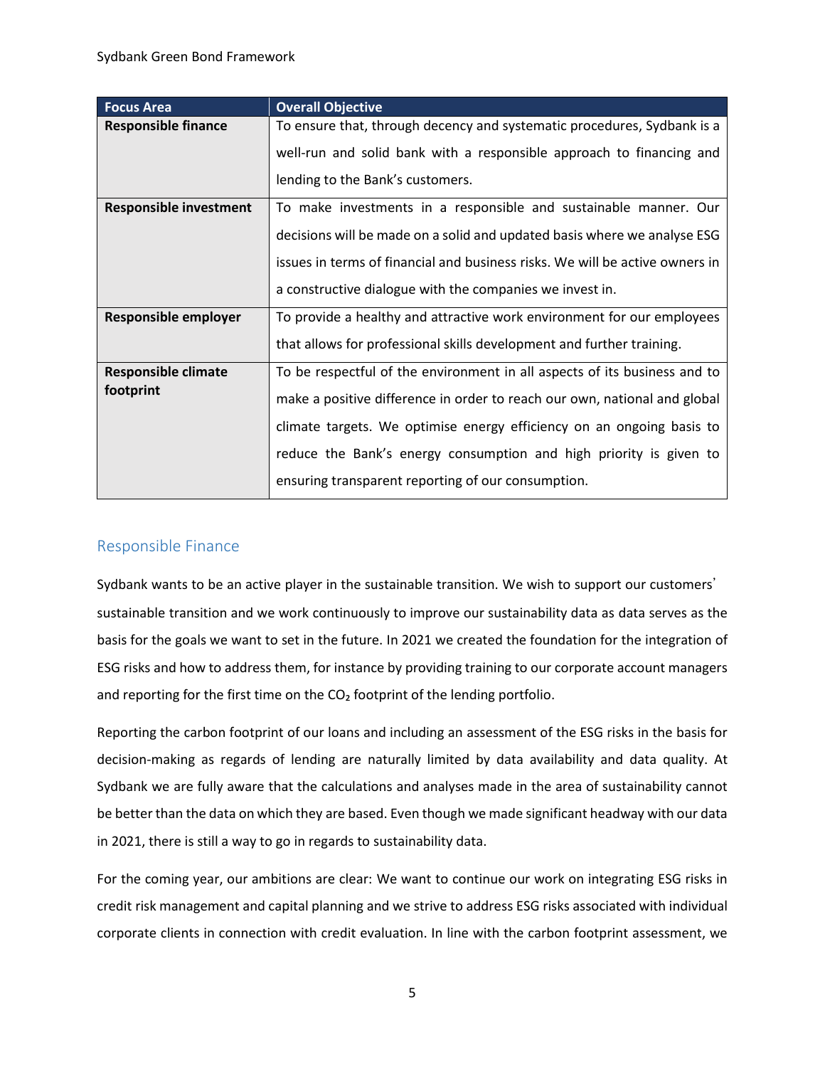| Focus Area | Overall Objective |
|---|---|
| **Responsible finance** | To ensure that, through decency and systematic procedures, Sydbank is a well-run and solid bank with a responsible approach to financing and lending to the Bank's customers. |
| **Responsible investment** | To make investments in a responsible and sustainable manner. Our decisions will be made on a solid and updated basis where we analyse ESG issues in terms of financial and business risks. We will be active owners in a constructive dialogue with the companies we invest in. |
| **Responsible employer** | To provide a healthy and attractive work environment for our employees that allows for professional skills development and further training. |
| **Responsible climate footprint** | To be respectful of the environment in all aspects of its business and to make a positive difference in order to reach our own, national and global climate targets. We optimise energy efficiency on an ongoing basis to reduce the Bank's energy consumption and high priority is given to ensuring transparent reporting of our consumption. |

## Responsible Finance

Sydbank wants to be an active player in the sustainable transition. We wish to support our customers' sustainable transition and we work continuously to improve our sustainability data as data serves as the basis for the goals we want to set in the future. In 2021 we created the foundation for the integration of ESG risks and how to address them, for instance by providing training to our corporate account managers and reporting for the first time on the $CO_2$ footprint of the lending portfolio.

Reporting the carbon footprint of our loans and including an assessment of the ESG risks in the basis for decision-making as regards of lending are naturally limited by data availability and data quality. At Sydbank we are fully aware that the calculations and analyses made in the area of sustainability cannot be better than the data on which they are based. Even though we made significant headway with our data in 2021, there is still a way to go in regards to sustainability data.

For the coming year, our ambitions are clear: We want to continue our work on integrating ESG risks in credit risk management and capital planning and we strive to address ESG risks associated with individual corporate clients in connection with credit evaluation. In line with the carbon footprint assessment, we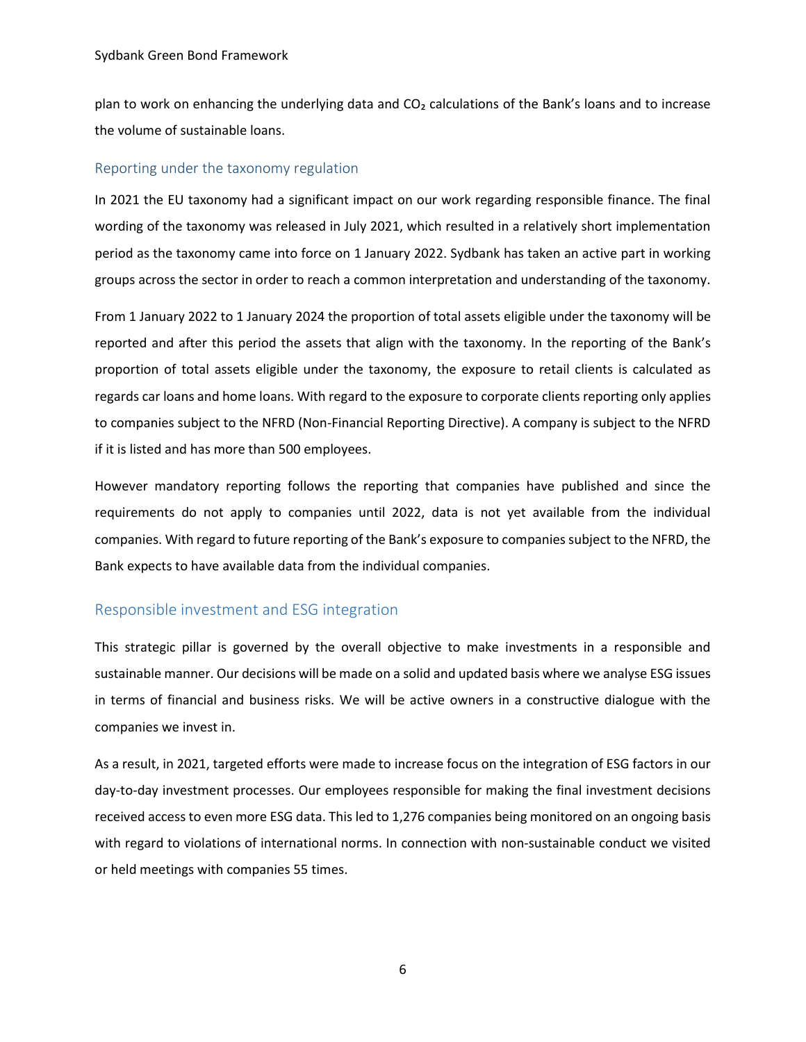plan to work on enhancing the underlying data and $CO_2$ calculations of the Bank's loans and to increase the volume of sustainable loans.

### Reporting under the taxonomy regulation

In 2021 the EU taxonomy had a significant impact on our work regarding responsible finance. The final wording of the taxonomy was released in July 2021, which resulted in a relatively short implementation period as the taxonomy came into force on 1 January 2022. Sydbank has taken an active part in working groups across the sector in order to reach a common interpretation and understanding of the taxonomy.

From 1 January 2022 to 1 January 2024 the proportion of total assets eligible under the taxonomy will be reported and after this period the assets that align with the taxonomy. In the reporting of the Bank's proportion of total assets eligible under the taxonomy, the exposure to retail clients is calculated as regards car loans and home loans. With regard to the exposure to corporate clients reporting only applies to companies subject to the NFRD (Non-Financial Reporting Directive). A company is subject to the NFRD if it is listed and has more than 500 employees.

However mandatory reporting follows the reporting that companies have published and since the requirements do not apply to companies until 2022, data is not yet available from the individual companies. With regard to future reporting of the Bank's exposure to companies subject to the NFRD, the Bank expects to have available data from the individual companies.

## Responsible investment and ESG integration

This strategic pillar is governed by the overall objective to make investments in a responsible and sustainable manner. Our decisions will be made on a solid and updated basis where we analyse ESG issues in terms of financial and business risks. We will be active owners in a constructive dialogue with the companies we invest in.

As a result, in 2021, targeted efforts were made to increase focus on the integration of ESG factors in our day-to-day investment processes. Our employees responsible for making the final investment decisions received access to even more ESG data. This led to 1,276 companies being monitored on an ongoing basis with regard to violations of international norms. In connection with non-sustainable conduct we visited or held meetings with companies 55 times.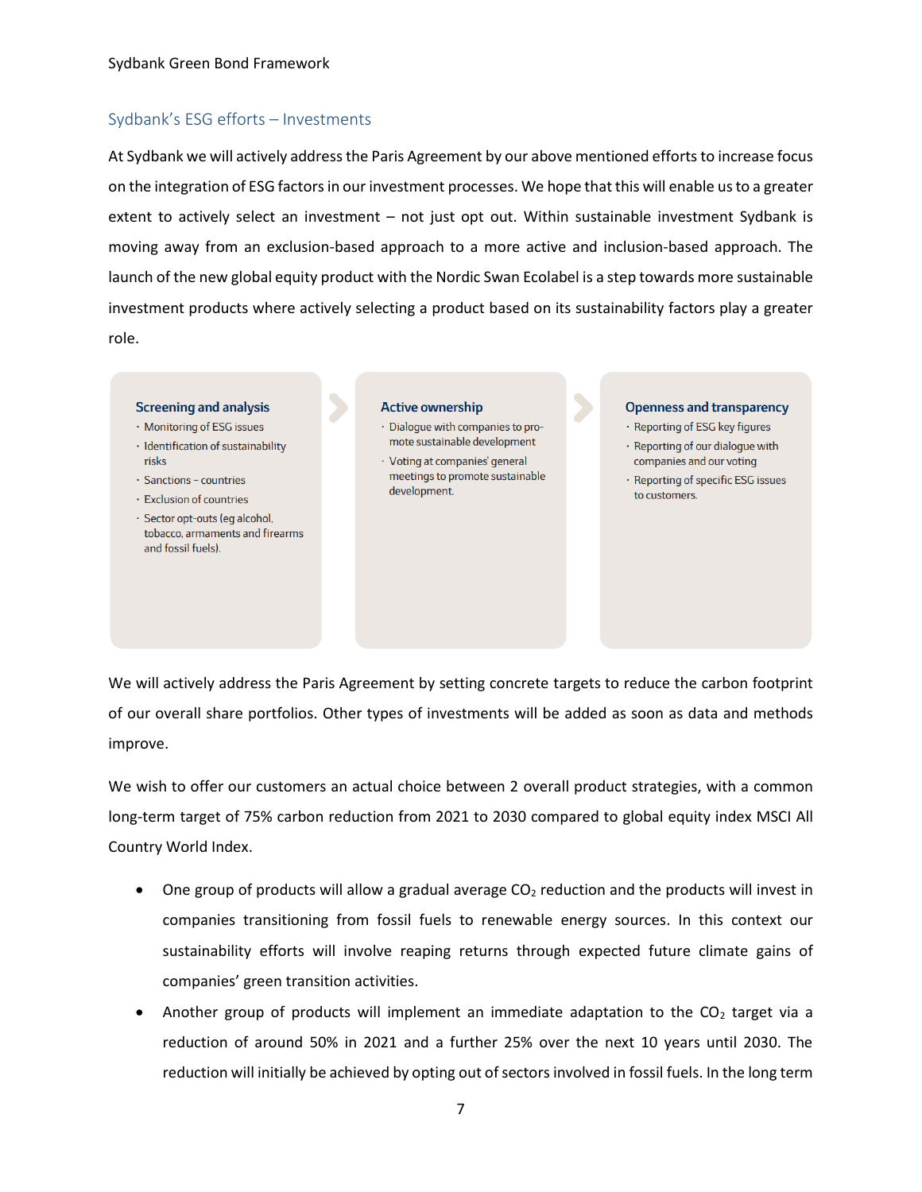## Sydbank's ESG efforts – Investments

At Sydbank we will actively address the Paris Agreement by our above mentioned efforts to increase focus on the integration of ESG factors in our investment processes. We hope that this will enable us to a greater extent to actively select an investment – not just opt out. Within sustainable investment Sydbank is moving away from an exclusion-based approach to a more active and inclusion-based approach. The launch of the new global equity product with the Nordic Swan Ecolabel is a step towards more sustainable investment products where actively selecting a product based on its sustainability factors play a greater role.

**Screening and analysis**
- Monitoring of ESG issues
- Identification of sustainability risks
- Sanctions – countries
- Exclusion of countries
- Sector opt-outs (eg alcohol, tobacco, armaments and firearms and fossil fuels).

**Active ownership**
- Dialogue with companies to promote sustainable development
- Voting at companies' general meetings to promote sustainable development.

**Openness and transparency**
- Reporting of ESG key figures
- Reporting of our dialogue with companies and our voting
- Reporting of specific ESG issues to customers.

We will actively address the Paris Agreement by setting concrete targets to reduce the carbon footprint of our overall share portfolios. Other types of investments will be added as soon as data and methods improve.

We wish to offer our customers an actual choice between 2 overall product strategies, with a common long-term target of 75% carbon reduction from 2021 to 2030 compared to global equity index MSCI All Country World Index.

- One group of products will allow a gradual average $CO_2$ reduction and the products will invest in companies transitioning from fossil fuels to renewable energy sources. In this context our sustainability efforts will involve reaping returns through expected future climate gains of companies' green transition activities.
- Another group of products will implement an immediate adaptation to the $CO_2$ target via a reduction of around 50% in 2021 and a further 25% over the next 10 years until 2030. The reduction will initially be achieved by opting out of sectors involved in fossil fuels. In the long term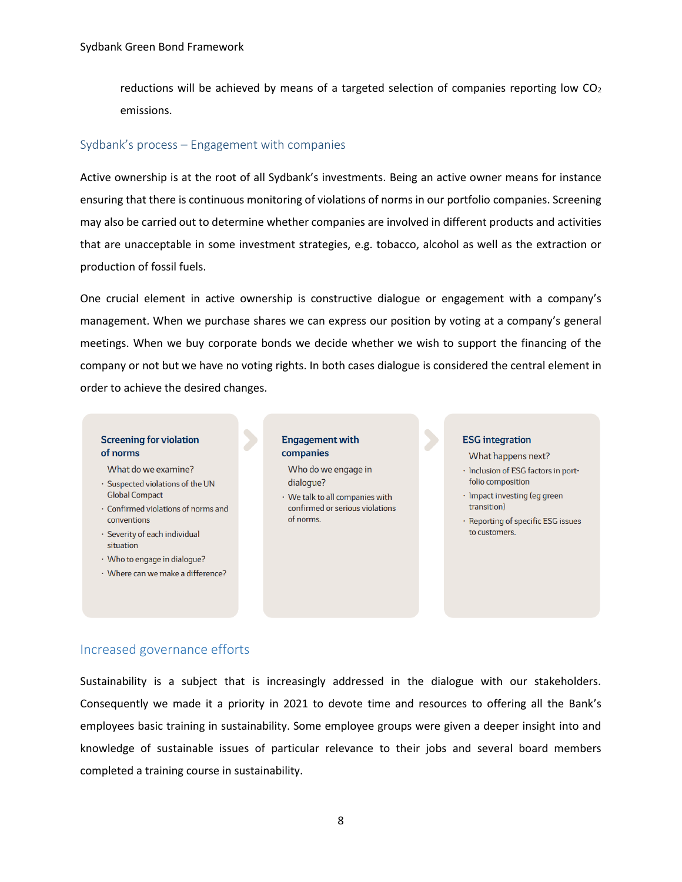reductions will be achieved by means of a targeted selection of companies reporting low $CO_2$ emissions.

## Sydbank's process – Engagement with companies

Active ownership is at the root of all Sydbank's investments. Being an active owner means for instance ensuring that there is continuous monitoring of violations of norms in our portfolio companies. Screening may also be carried out to determine whether companies are involved in different products and activities that are unacceptable in some investment strategies, e.g. tobacco, alcohol as well as the extraction or production of fossil fuels.

One crucial element in active ownership is constructive dialogue or engagement with a company's management. When we purchase shares we can express our position by voting at a company's general meetings. When we buy corporate bonds we decide whether we wish to support the financing of the company or not but we have no voting rights. In both cases dialogue is considered the central element in order to achieve the desired changes.

**Screening for violation of norms**

What do we examine?

- Suspected violations of the UN Global Compact
- Confirmed violations of norms and conventions
- Severity of each individual situation
- Who to engage in dialogue?
- Where can we make a difference?

**Engagement with companies**

Who do we engage in dialogue?

- We talk to all companies with confirmed or serious violations of norms.

**ESG integration**

What happens next?

- Inclusion of ESG factors in portfolio composition
- Impact investing (eg green transition)
- Reporting of specific ESG issues to customers.

## Increased governance efforts

Sustainability is a subject that is increasingly addressed in the dialogue with our stakeholders. Consequently we made it a priority in 2021 to devote time and resources to offering all the Bank's employees basic training in sustainability. Some employee groups were given a deeper insight into and knowledge of sustainable issues of particular relevance to their jobs and several board members completed a training course in sustainability.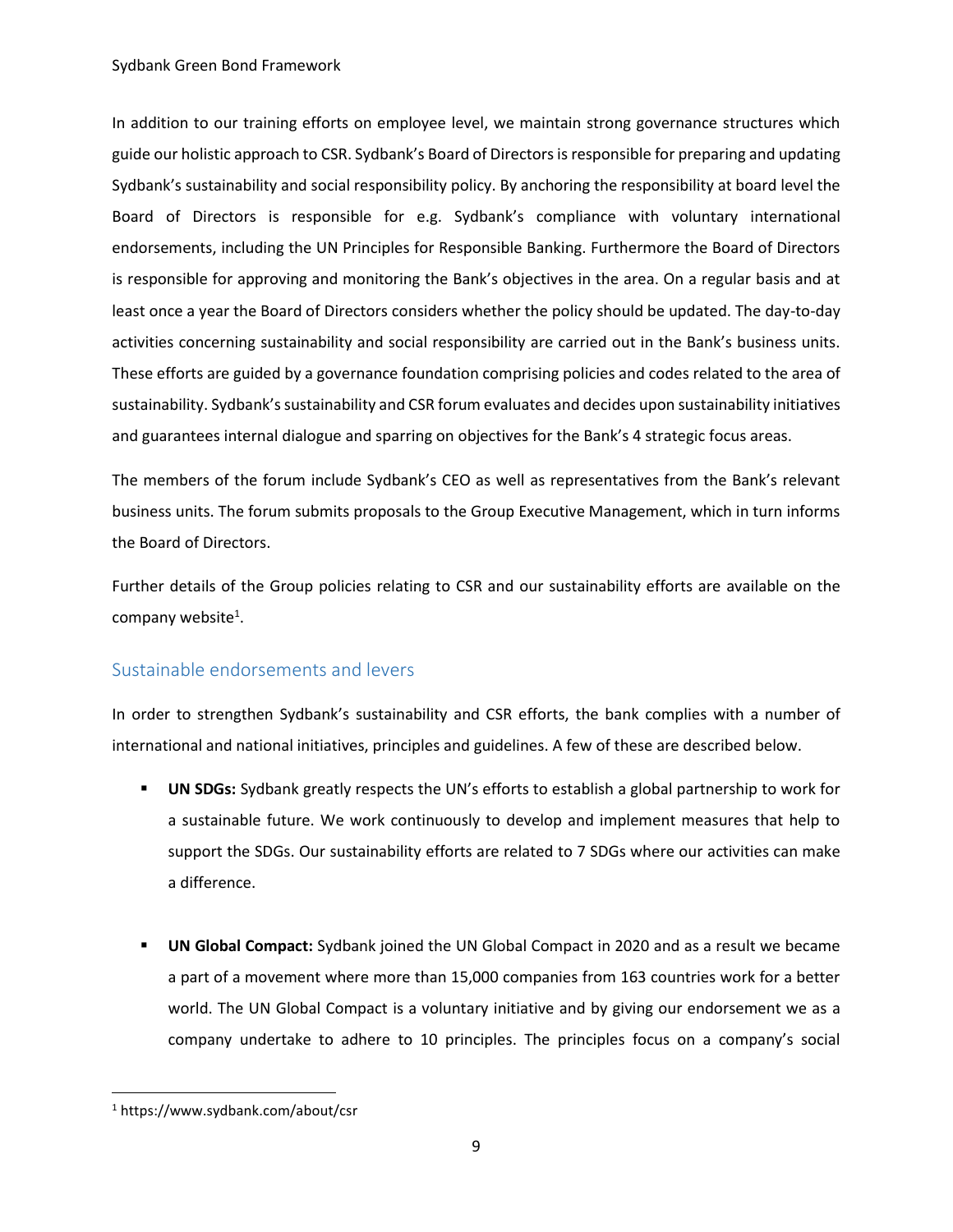In addition to our training efforts on employee level, we maintain strong governance structures which guide our holistic approach to CSR. Sydbank's Board of Directors is responsible for preparing and updating Sydbank's sustainability and social responsibility policy. By anchoring the responsibility at board level the Board of Directors is responsible for e.g. Sydbank's compliance with voluntary international endorsements, including the UN Principles for Responsible Banking. Furthermore the Board of Directors is responsible for approving and monitoring the Bank's objectives in the area. On a regular basis and at least once a year the Board of Directors considers whether the policy should be updated. The day-to-day activities concerning sustainability and social responsibility are carried out in the Bank's business units. These efforts are guided by a governance foundation comprising policies and codes related to the area of sustainability. Sydbank's sustainability and CSR forum evaluates and decides upon sustainability initiatives and guarantees internal dialogue and sparring on objectives for the Bank's 4 strategic focus areas.

The members of the forum include Sydbank's CEO as well as representatives from the Bank's relevant business units. The forum submits proposals to the Group Executive Management, which in turn informs the Board of Directors.

Further details of the Group policies relating to CSR and our sustainability efforts are available on the company website[1].

## Sustainable endorsements and levers

In order to strengthen Sydbank's sustainability and CSR efforts, the bank complies with a number of international and national initiatives, principles and guidelines. A few of these are described below.

- **UN SDGs:** Sydbank greatly respects the UN's efforts to establish a global partnership to work for a sustainable future. We work continuously to develop and implement measures that help to support the SDGs. Our sustainability efforts are related to 7 SDGs where our activities can make a difference.

- **UN Global Compact:** Sydbank joined the UN Global Compact in 2020 and as a result we became a part of a movement where more than 15,000 companies from 163 countries work for a better world. The UN Global Compact is a voluntary initiative and by giving our endorsement we as a company undertake to adhere to 10 principles. The principles focus on a company's social

---

[1] https://www.sydbank.com/about/csr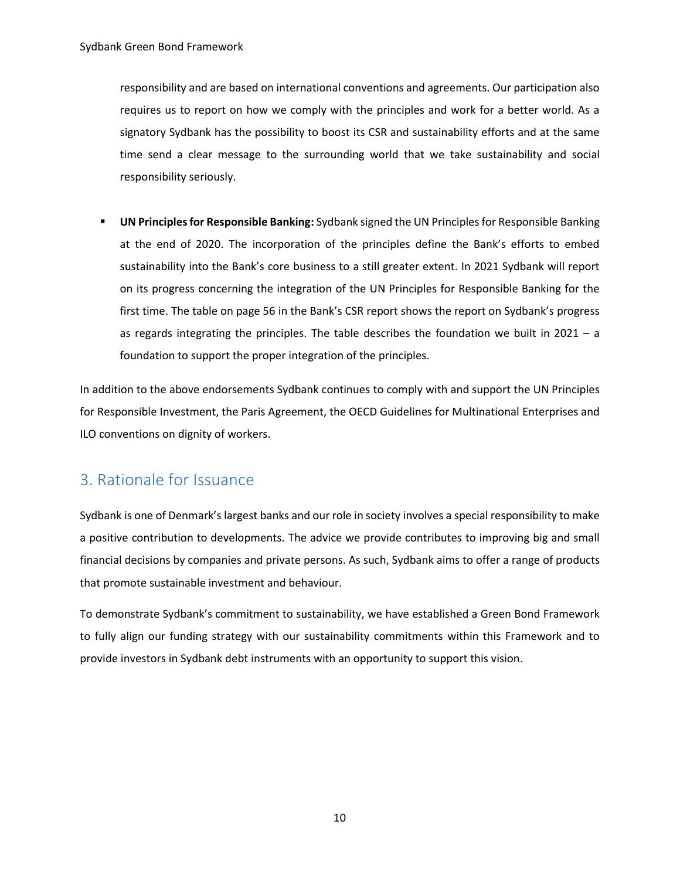responsibility and are based on international conventions and agreements. Our participation also requires us to report on how we comply with the principles and work for a better world. As a signatory Sydbank has the possibility to boost its CSR and sustainability efforts and at the same time send a clear message to the surrounding world that we take sustainability and social responsibility seriously.

- **UN Principles for Responsible Banking:** Sydbank signed the UN Principles for Responsible Banking at the end of 2020. The incorporation of the principles define the Bank's efforts to embed sustainability into the Bank's core business to a still greater extent. In 2021 Sydbank will report on its progress concerning the integration of the UN Principles for Responsible Banking for the first time. The table on page 56 in the Bank's CSR report shows the report on Sydbank's progress as regards integrating the principles. The table describes the foundation we built in 2021 – a foundation to support the proper integration of the principles.

In addition to the above endorsements Sydbank continues to comply with and support the UN Principles for Responsible Investment, the Paris Agreement, the OECD Guidelines for Multinational Enterprises and ILO conventions on dignity of workers.

## 3. Rationale for Issuance

Sydbank is one of Denmark's largest banks and our role in society involves a special responsibility to make a positive contribution to developments. The advice we provide contributes to improving big and small financial decisions by companies and private persons. As such, Sydbank aims to offer a range of products that promote sustainable investment and behaviour.

To demonstrate Sydbank's commitment to sustainability, we have established a Green Bond Framework to fully align our funding strategy with our sustainability commitments within this Framework and to provide investors in Sydbank debt instruments with an opportunity to support this vision.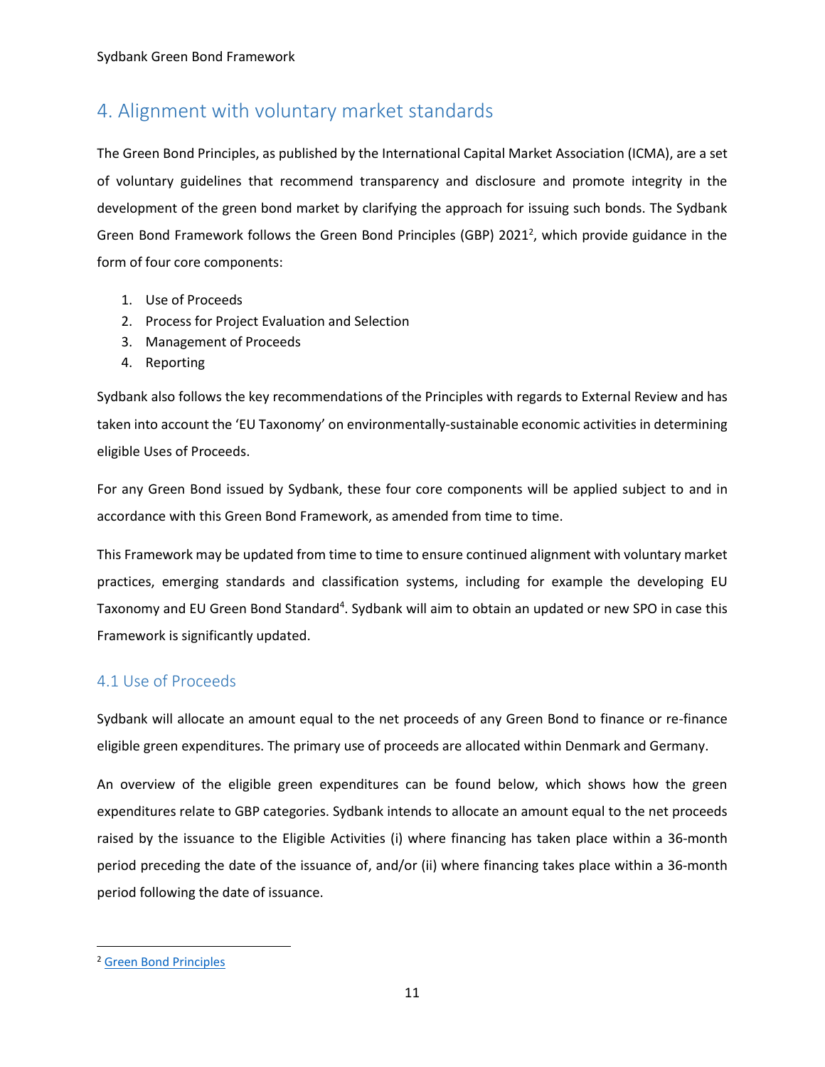## 4. Alignment with voluntary market standards

The Green Bond Principles, as published by the International Capital Market Association (ICMA), are a set of voluntary guidelines that recommend transparency and disclosure and promote integrity in the development of the green bond market by clarifying the approach for issuing such bonds. The Sydbank Green Bond Framework follows the Green Bond Principles (GBP) 2021[2], which provide guidance in the form of four core components:

1. Use of Proceeds
2. Process for Project Evaluation and Selection
3. Management of Proceeds
4. Reporting

Sydbank also follows the key recommendations of the Principles with regards to External Review and has taken into account the 'EU Taxonomy' on environmentally-sustainable economic activities in determining eligible Uses of Proceeds.

For any Green Bond issued by Sydbank, these four core components will be applied subject to and in accordance with this Green Bond Framework, as amended from time to time.

This Framework may be updated from time to time to ensure continued alignment with voluntary market practices, emerging standards and classification systems, including for example the developing EU Taxonomy and EU Green Bond Standard[4]. Sydbank will aim to obtain an updated or new SPO in case this Framework is significantly updated.

### 4.1 Use of Proceeds

Sydbank will allocate an amount equal to the net proceeds of any Green Bond to finance or re-finance eligible green expenditures. The primary use of proceeds are allocated within Denmark and Germany.

An overview of the eligible green expenditures can be found below, which shows how the green expenditures relate to GBP categories. Sydbank intends to allocate an amount equal to the net proceeds raised by the issuance to the Eligible Activities (i) where financing has taken place within a 36-month period preceding the date of the issuance of, and/or (ii) where financing takes place within a 36-month period following the date of issuance.

[2] Green Bond Principles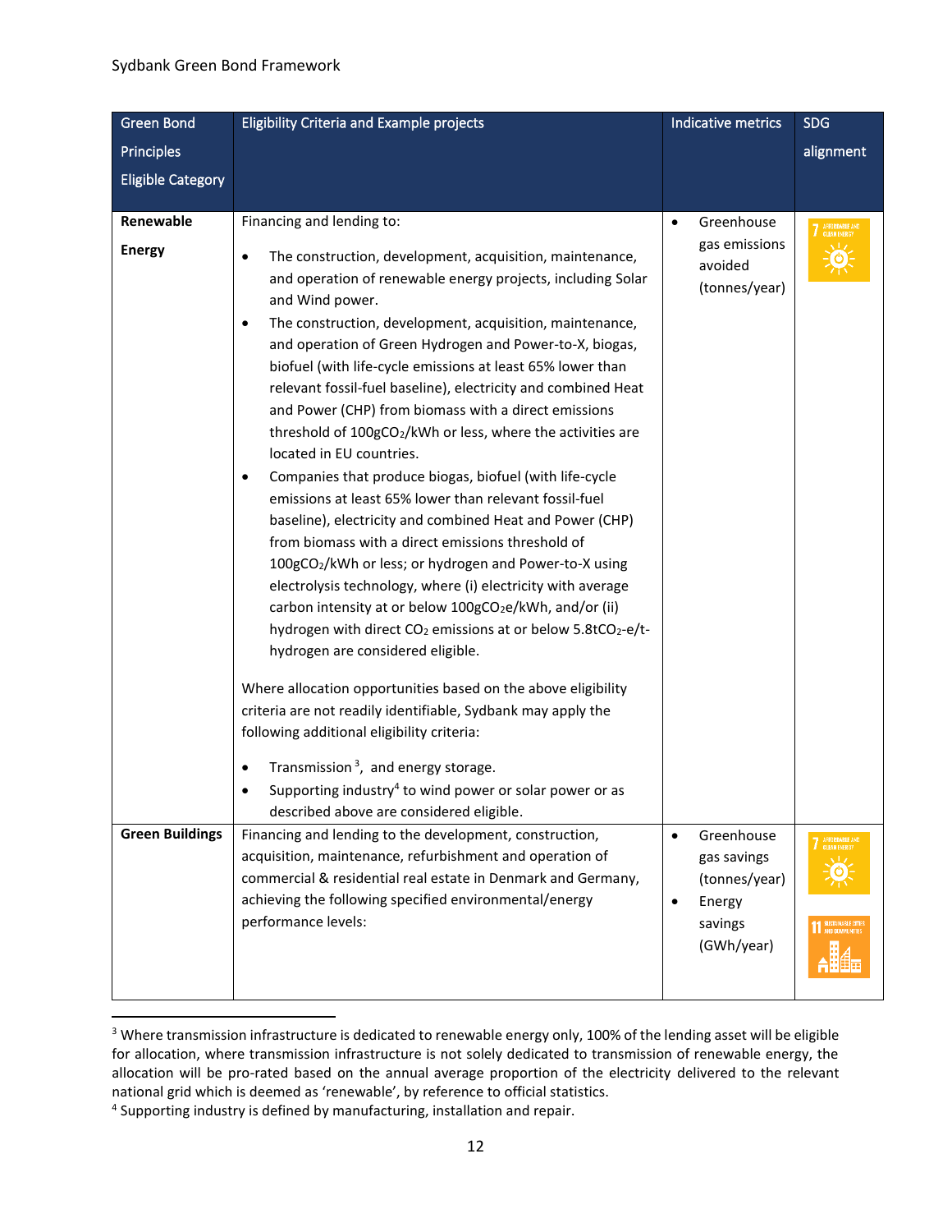| Green Bond Principles Eligible Category | Eligibility Criteria and Example projects | Indicative metrics | SDG alignment |
|---|---|---|---|
| **Renewable Energy** | Financing and lending to:<br>• The construction, development, acquisition, maintenance, and operation of renewable energy projects, including Solar and Wind power.<br>• The construction, development, acquisition, maintenance, and operation of Green Hydrogen and Power-to-X, biogas, biofuel (with life-cycle emissions at least 65% lower than relevant fossil-fuel baseline), electricity and combined Heat and Power (CHP) from biomass with a direct emissions threshold of 100g$CO_2$/kWh or less, where the activities are located in EU countries.<br>• Companies that produce biogas, biofuel (with life-cycle emissions at least 65% lower than relevant fossil-fuel baseline), electricity and combined Heat and Power (CHP) from biomass with a direct emissions threshold of 100g$CO_2$/kWh or less; or hydrogen and Power-to-X using electrolysis technology, where (i) electricity with average carbon intensity at or below 100g$CO_2$e/kWh, and/or (ii) hydrogen with direct $CO_2$ emissions at or below 5.8t$CO_2$-e/t-hydrogen are considered eligible.<br><br>Where allocation opportunities based on the above eligibility criteria are not readily identifiable, Sydbank may apply the following additional eligibility criteria:<br>• Transmission [3], and energy storage.<br>• Supporting industry[4] to wind power or solar power or as described above are considered eligible. | • Greenhouse gas emissions avoided (tonnes/year) | 7 Affordable and clean energy |
| **Green Buildings** | Financing and lending to the development, construction, acquisition, maintenance, refurbishment and operation of commercial & residential real estate in Denmark and Germany, achieving the following specified environmental/energy performance levels: | • Greenhouse gas savings (tonnes/year)<br>• Energy savings (GWh/year) | 7 Affordable and clean energy<br>11 Sustainable cities and communities |

[3] Where transmission infrastructure is dedicated to renewable energy only, 100% of the lending asset will be eligible for allocation, where transmission infrastructure is not solely dedicated to transmission of renewable energy, the allocation will be pro-rated based on the annual average proportion of the electricity delivered to the relevant national grid which is deemed as 'renewable', by reference to official statistics.

[4] Supporting industry is defined by manufacturing, installation and repair.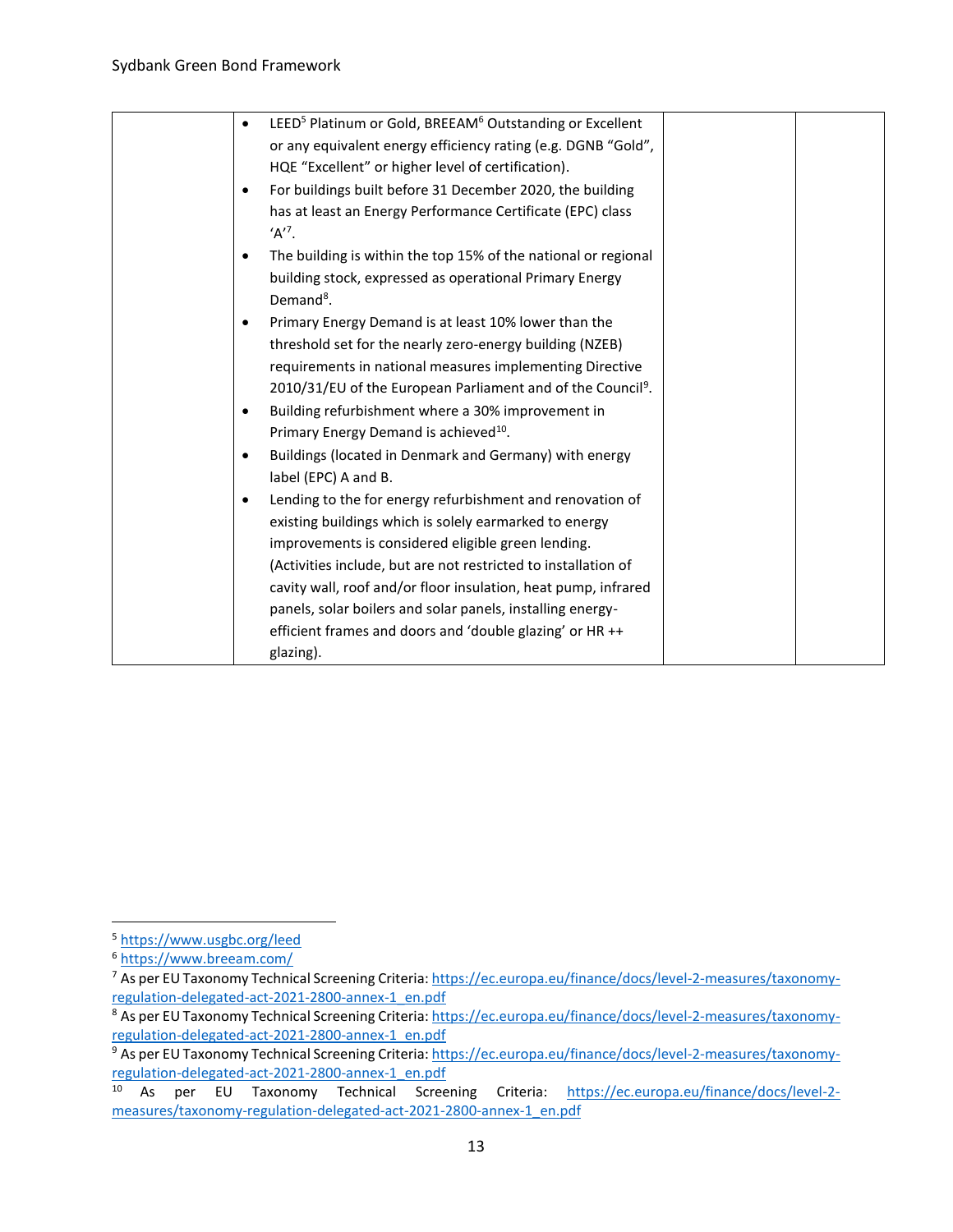| | | | |
|---|---|---|---|
| | • LEED[5] Platinum or Gold, BREEAM[6] Outstanding or Excellent or any equivalent energy efficiency rating (e.g. DGNB "Gold", HQE "Excellent" or higher level of certification).<br>• For buildings built before 31 December 2020, the building has at least an Energy Performance Certificate (EPC) class 'A'[7].<br>• The building is within the top 15% of the national or regional building stock, expressed as operational Primary Energy Demand[8].<br>• Primary Energy Demand is at least 10% lower than the threshold set for the nearly zero-energy building (NZEB) requirements in national measures implementing Directive 2010/31/EU of the European Parliament and of the Council[9].<br>• Building refurbishment where a 30% improvement in Primary Energy Demand is achieved[10].<br>• Buildings (located in Denmark and Germany) with energy label (EPC) A and B.<br>• Lending to the for energy refurbishment and renovation of existing buildings which is solely earmarked to energy improvements is considered eligible green lending. (Activities include, but are not restricted to installation of cavity wall, roof and/or floor insulation, heat pump, infrared panels, solar boilers and solar panels, installing energy-efficient frames and doors and 'double glazing' or HR ++ glazing). | | |

[5] https://www.usgbc.org/leed

[6] https://www.breeam.com/

[7] As per EU Taxonomy Technical Screening Criteria: https://ec.europa.eu/finance/docs/level-2-measures/taxonomy-regulation-delegated-act-2021-2800-annex-1_en.pdf

[8] As per EU Taxonomy Technical Screening Criteria: https://ec.europa.eu/finance/docs/level-2-measures/taxonomy-regulation-delegated-act-2021-2800-annex-1_en.pdf

[9] As per EU Taxonomy Technical Screening Criteria: https://ec.europa.eu/finance/docs/level-2-measures/taxonomy-regulation-delegated-act-2021-2800-annex-1_en.pdf

[10] As per EU Taxonomy Technical Screening Criteria: https://ec.europa.eu/finance/docs/level-2-measures/taxonomy-regulation-delegated-act-2021-2800-annex-1_en.pdf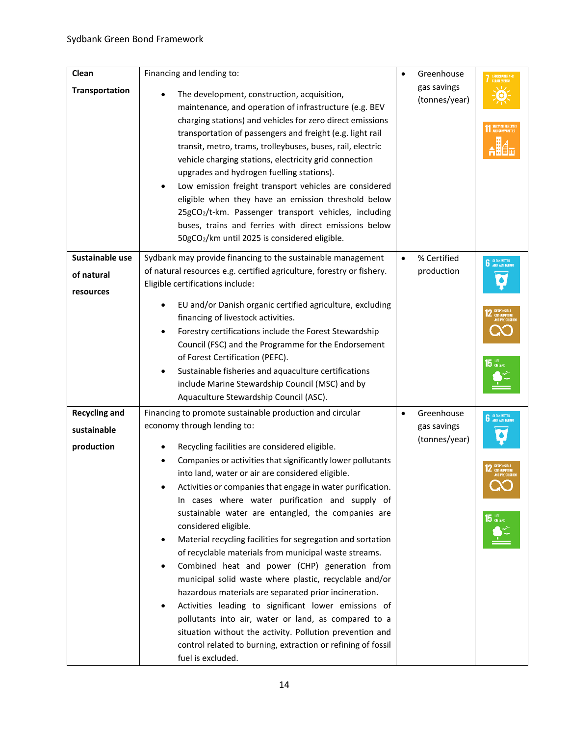| Clean Transportation | Financing and lending to:<br><ul><li>The development, construction, acquisition, maintenance, and operation of infrastructure (e.g. BEV charging stations) and vehicles for zero direct emissions transportation of passengers and freight (e.g. light rail transit, metro, trams, trolleybuses, buses, rail, electric vehicle charging stations, electricity grid connection upgrades and hydrogen fuelling stations).</li><li>Low emission freight transport vehicles are considered eligible when they have an emission threshold below 25g$CO_2$/t-km. Passenger transport vehicles, including buses, trains and ferries with direct emissions below 50g$CO_2$/km until 2025 is considered eligible.</li></ul> | <ul><li>Greenhouse gas savings (tonnes/year)</li></ul> | 7 Affordable and clean energy<br>11 Sustainable cities and communities |
|---|---|---|---|
| Sustainable use of natural resources | Sydbank may provide financing to the sustainable management of natural resources e.g. certified agriculture, forestry or fishery. Eligible certifications include:<br><ul><li>EU and/or Danish organic certified agriculture, excluding financing of livestock activities.</li><li>Forestry certifications include the Forest Stewardship Council (FSC) and the Programme for the Endorsement of Forest Certification (PEFC).</li><li>Sustainable fisheries and aquaculture certifications include Marine Stewardship Council (MSC) and by Aquaculture Stewardship Council (ASC).</li></ul> | <ul><li>% Certified production</li></ul> | 6 Clean water and sanitation<br>12 Responsible consumption and production<br>15 Life on land |
| Recycling and sustainable production | Financing to promote sustainable production and circular economy through lending to:<br><ul><li>Recycling facilities are considered eligible.</li><li>Companies or activities that significantly lower pollutants into land, water or air are considered eligible.</li><li>Activities or companies that engage in water purification. In cases where water purification and supply of sustainable water are entangled, the companies are considered eligible.</li><li>Material recycling facilities for segregation and sortation of recyclable materials from municipal waste streams.</li><li>Combined heat and power (CHP) generation from municipal solid waste where plastic, recyclable and/or hazardous materials are separated prior incineration.</li><li>Activities leading to significant lower emissions of pollutants into air, water or land, as compared to a situation without the activity. Pollution prevention and control related to burning, extraction or refining of fossil fuel is excluded.</li></ul> | <ul><li>Greenhouse gas savings (tonnes/year)</li></ul> | 6 Clean water and sanitation<br>12 Responsible consumption and production<br>15 Life on land |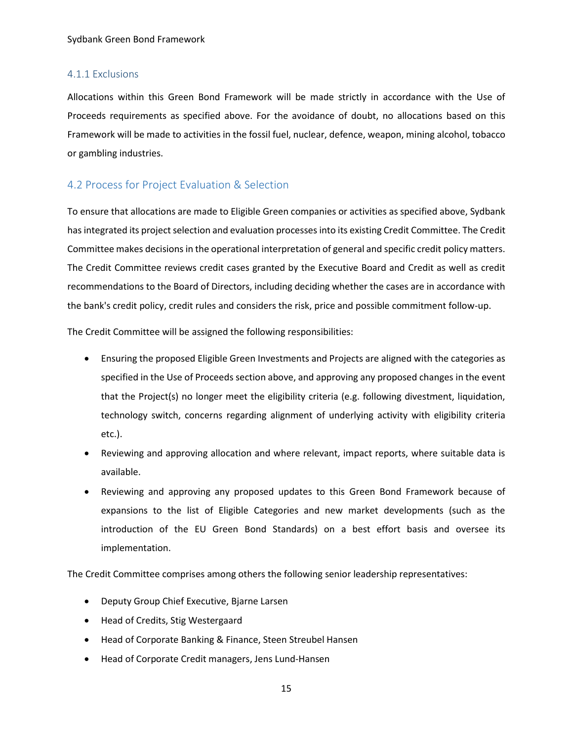### 4.1.1 Exclusions

Allocations within this Green Bond Framework will be made strictly in accordance with the Use of Proceeds requirements as specified above. For the avoidance of doubt, no allocations based on this Framework will be made to activities in the fossil fuel, nuclear, defence, weapon, mining alcohol, tobacco or gambling industries.

## 4.2 Process for Project Evaluation & Selection

To ensure that allocations are made to Eligible Green companies or activities as specified above, Sydbank has integrated its project selection and evaluation processes into its existing Credit Committee. The Credit Committee makes decisions in the operational interpretation of general and specific credit policy matters. The Credit Committee reviews credit cases granted by the Executive Board and Credit as well as credit recommendations to the Board of Directors, including deciding whether the cases are in accordance with the bank's credit policy, credit rules and considers the risk, price and possible commitment follow-up.

The Credit Committee will be assigned the following responsibilities:

- Ensuring the proposed Eligible Green Investments and Projects are aligned with the categories as specified in the Use of Proceeds section above, and approving any proposed changes in the event that the Project(s) no longer meet the eligibility criteria (e.g. following divestment, liquidation, technology switch, concerns regarding alignment of underlying activity with eligibility criteria etc.).
- Reviewing and approving allocation and where relevant, impact reports, where suitable data is available.
- Reviewing and approving any proposed updates to this Green Bond Framework because of expansions to the list of Eligible Categories and new market developments (such as the introduction of the EU Green Bond Standards) on a best effort basis and oversee its implementation.

The Credit Committee comprises among others the following senior leadership representatives:

- Deputy Group Chief Executive, Bjarne Larsen
- Head of Credits, Stig Westergaard
- Head of Corporate Banking & Finance, Steen Streubel Hansen
- Head of Corporate Credit managers, Jens Lund-Hansen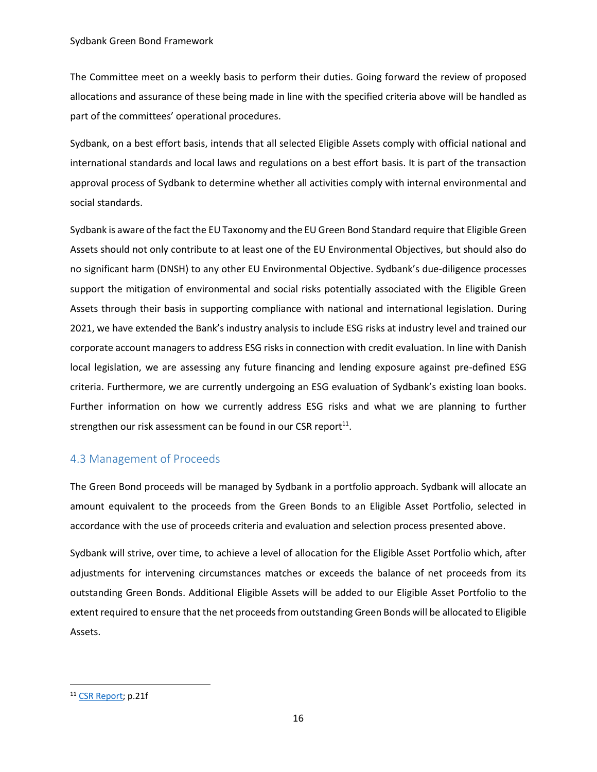The Committee meet on a weekly basis to perform their duties. Going forward the review of proposed allocations and assurance of these being made in line with the specified criteria above will be handled as part of the committees' operational procedures.

Sydbank, on a best effort basis, intends that all selected Eligible Assets comply with official national and international standards and local laws and regulations on a best effort basis. It is part of the transaction approval process of Sydbank to determine whether all activities comply with internal environmental and social standards.

Sydbank is aware of the fact the EU Taxonomy and the EU Green Bond Standard require that Eligible Green Assets should not only contribute to at least one of the EU Environmental Objectives, but should also do no significant harm (DNSH) to any other EU Environmental Objective. Sydbank's due-diligence processes support the mitigation of environmental and social risks potentially associated with the Eligible Green Assets through their basis in supporting compliance with national and international legislation. During 2021, we have extended the Bank's industry analysis to include ESG risks at industry level and trained our corporate account managers to address ESG risks in connection with credit evaluation. In line with Danish local legislation, we are assessing any future financing and lending exposure against pre-defined ESG criteria. Furthermore, we are currently undergoing an ESG evaluation of Sydbank's existing loan books. Further information on how we currently address ESG risks and what we are planning to further strengthen our risk assessment can be found in our CSR report[11].

## 4.3 Management of Proceeds

The Green Bond proceeds will be managed by Sydbank in a portfolio approach. Sydbank will allocate an amount equivalent to the proceeds from the Green Bonds to an Eligible Asset Portfolio, selected in accordance with the use of proceeds criteria and evaluation and selection process presented above.

Sydbank will strive, over time, to achieve a level of allocation for the Eligible Asset Portfolio which, after adjustments for intervening circumstances matches or exceeds the balance of net proceeds from its outstanding Green Bonds. Additional Eligible Assets will be added to our Eligible Asset Portfolio to the extent required to ensure that the net proceeds from outstanding Green Bonds will be allocated to Eligible Assets.

---

[11] CSR Report; p.21f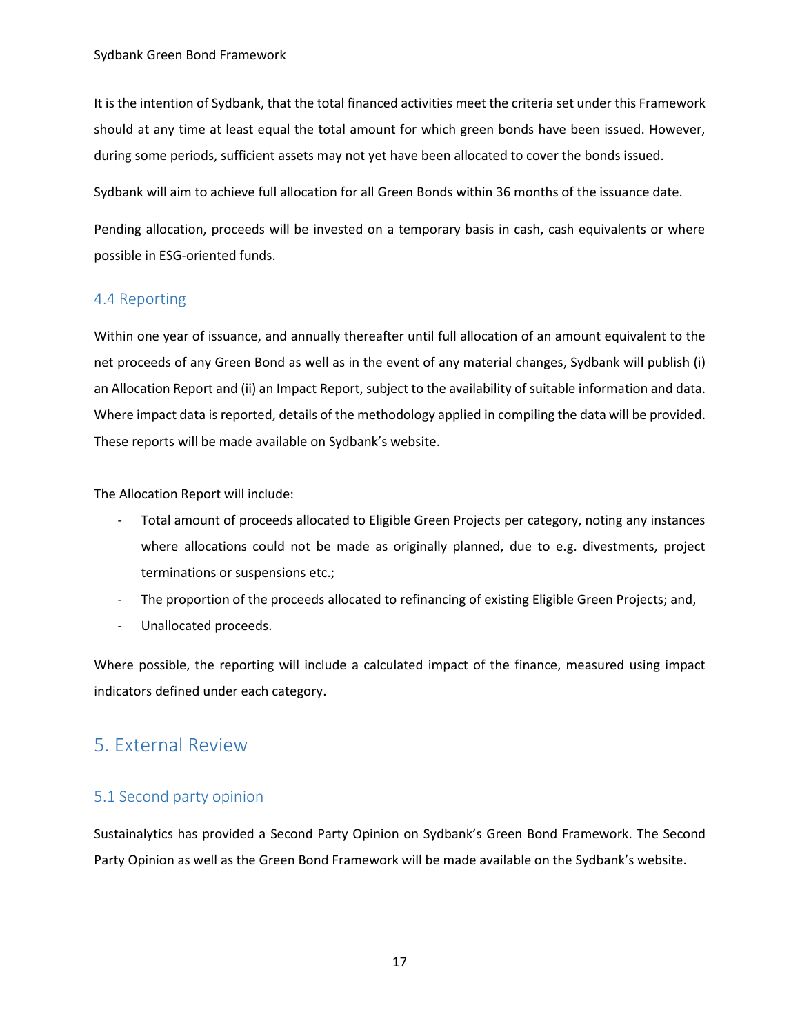It is the intention of Sydbank, that the total financed activities meet the criteria set under this Framework should at any time at least equal the total amount for which green bonds have been issued. However, during some periods, sufficient assets may not yet have been allocated to cover the bonds issued.

Sydbank will aim to achieve full allocation for all Green Bonds within 36 months of the issuance date.

Pending allocation, proceeds will be invested on a temporary basis in cash, cash equivalents or where possible in ESG-oriented funds.

### 4.4 Reporting

Within one year of issuance, and annually thereafter until full allocation of an amount equivalent to the net proceeds of any Green Bond as well as in the event of any material changes, Sydbank will publish (i) an Allocation Report and (ii) an Impact Report, subject to the availability of suitable information and data. Where impact data is reported, details of the methodology applied in compiling the data will be provided. These reports will be made available on Sydbank's website.

The Allocation Report will include:

- Total amount of proceeds allocated to Eligible Green Projects per category, noting any instances where allocations could not be made as originally planned, due to e.g. divestments, project terminations or suspensions etc.;
- The proportion of the proceeds allocated to refinancing of existing Eligible Green Projects; and,
- Unallocated proceeds.

Where possible, the reporting will include a calculated impact of the finance, measured using impact indicators defined under each category.

## 5. External Review

### 5.1 Second party opinion

Sustainalytics has provided a Second Party Opinion on Sydbank's Green Bond Framework. The Second Party Opinion as well as the Green Bond Framework will be made available on the Sydbank's website.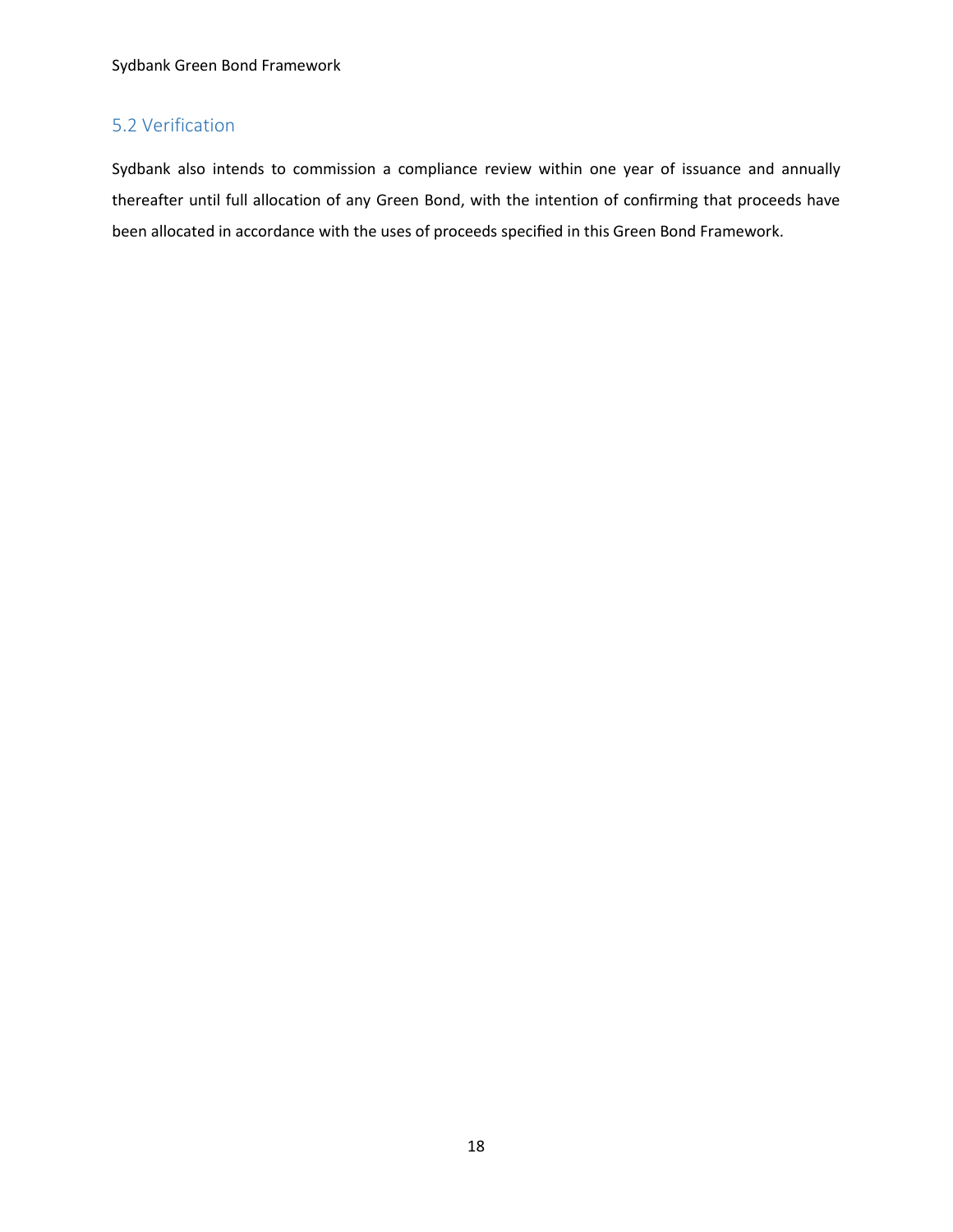## 5.2 Verification

Sydbank also intends to commission a compliance review within one year of issuance and annually thereafter until full allocation of any Green Bond, with the intention of confirming that proceeds have been allocated in accordance with the uses of proceeds specified in this Green Bond Framework.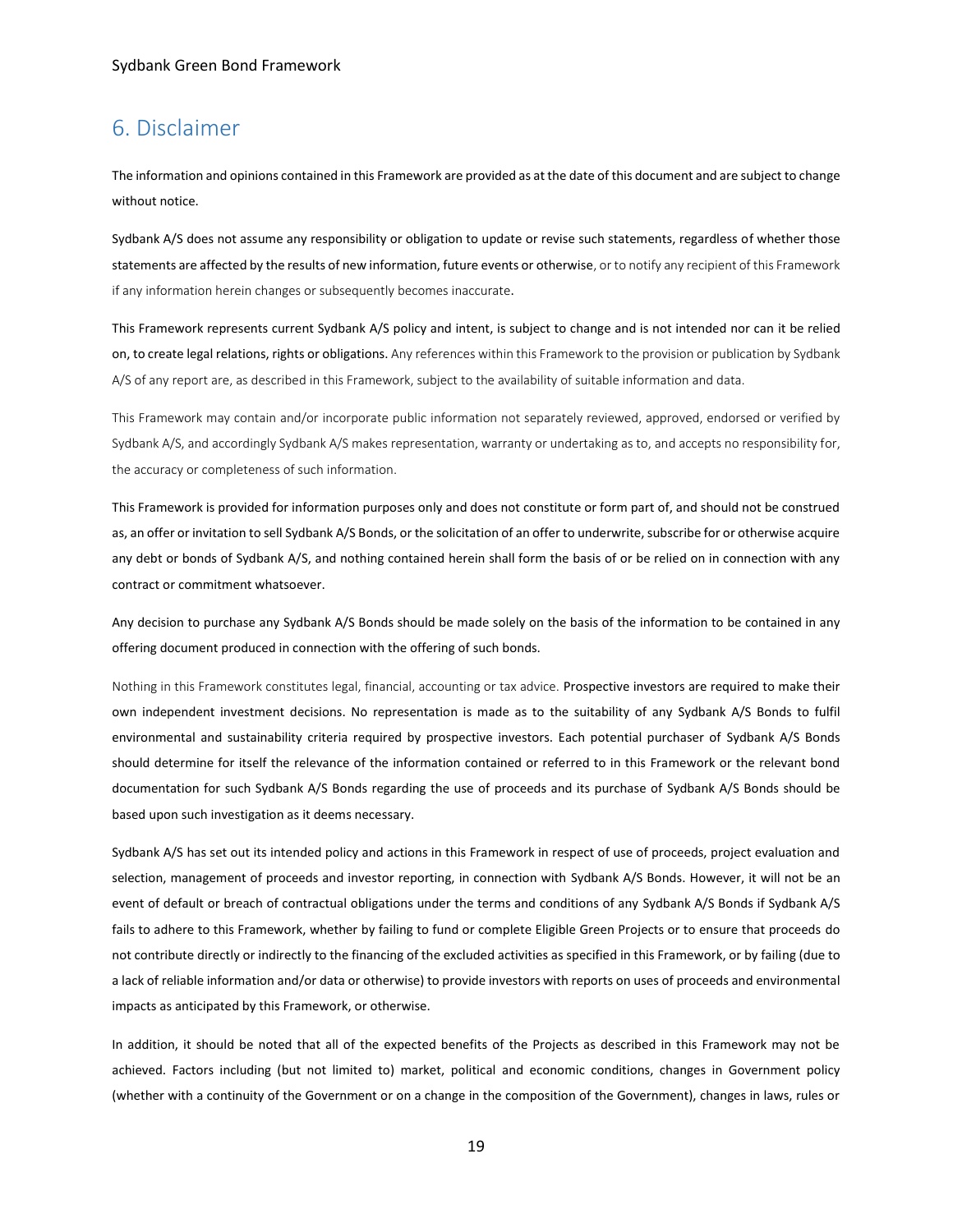## 6. Disclaimer

The information and opinions contained in this Framework are provided as at the date of this document and are subject to change without notice.

Sydbank A/S does not assume any responsibility or obligation to update or revise such statements, regardless of whether those statements are affected by the results of new information, future events or otherwise, or to notify any recipient of this Framework if any information herein changes or subsequently becomes inaccurate.

This Framework represents current Sydbank A/S policy and intent, is subject to change and is not intended nor can it be relied on, to create legal relations, rights or obligations. Any references within this Framework to the provision or publication by Sydbank A/S of any report are, as described in this Framework, subject to the availability of suitable information and data.

This Framework may contain and/or incorporate public information not separately reviewed, approved, endorsed or verified by Sydbank A/S, and accordingly Sydbank A/S makes representation, warranty or undertaking as to, and accepts no responsibility for, the accuracy or completeness of such information.

This Framework is provided for information purposes only and does not constitute or form part of, and should not be construed as, an offer or invitation to sell Sydbank A/S Bonds, or the solicitation of an offer to underwrite, subscribe for or otherwise acquire any debt or bonds of Sydbank A/S, and nothing contained herein shall form the basis of or be relied on in connection with any contract or commitment whatsoever.

Any decision to purchase any Sydbank A/S Bonds should be made solely on the basis of the information to be contained in any offering document produced in connection with the offering of such bonds.

Nothing in this Framework constitutes legal, financial, accounting or tax advice. Prospective investors are required to make their own independent investment decisions. No representation is made as to the suitability of any Sydbank A/S Bonds to fulfil environmental and sustainability criteria required by prospective investors. Each potential purchaser of Sydbank A/S Bonds should determine for itself the relevance of the information contained or referred to in this Framework or the relevant bond documentation for such Sydbank A/S Bonds regarding the use of proceeds and its purchase of Sydbank A/S Bonds should be based upon such investigation as it deems necessary.

Sydbank A/S has set out its intended policy and actions in this Framework in respect of use of proceeds, project evaluation and selection, management of proceeds and investor reporting, in connection with Sydbank A/S Bonds. However, it will not be an event of default or breach of contractual obligations under the terms and conditions of any Sydbank A/S Bonds if Sydbank A/S fails to adhere to this Framework, whether by failing to fund or complete Eligible Green Projects or to ensure that proceeds do not contribute directly or indirectly to the financing of the excluded activities as specified in this Framework, or by failing (due to a lack of reliable information and/or data or otherwise) to provide investors with reports on uses of proceeds and environmental impacts as anticipated by this Framework, or otherwise.

In addition, it should be noted that all of the expected benefits of the Projects as described in this Framework may not be achieved. Factors including (but not limited to) market, political and economic conditions, changes in Government policy (whether with a continuity of the Government or on a change in the composition of the Government), changes in laws, rules or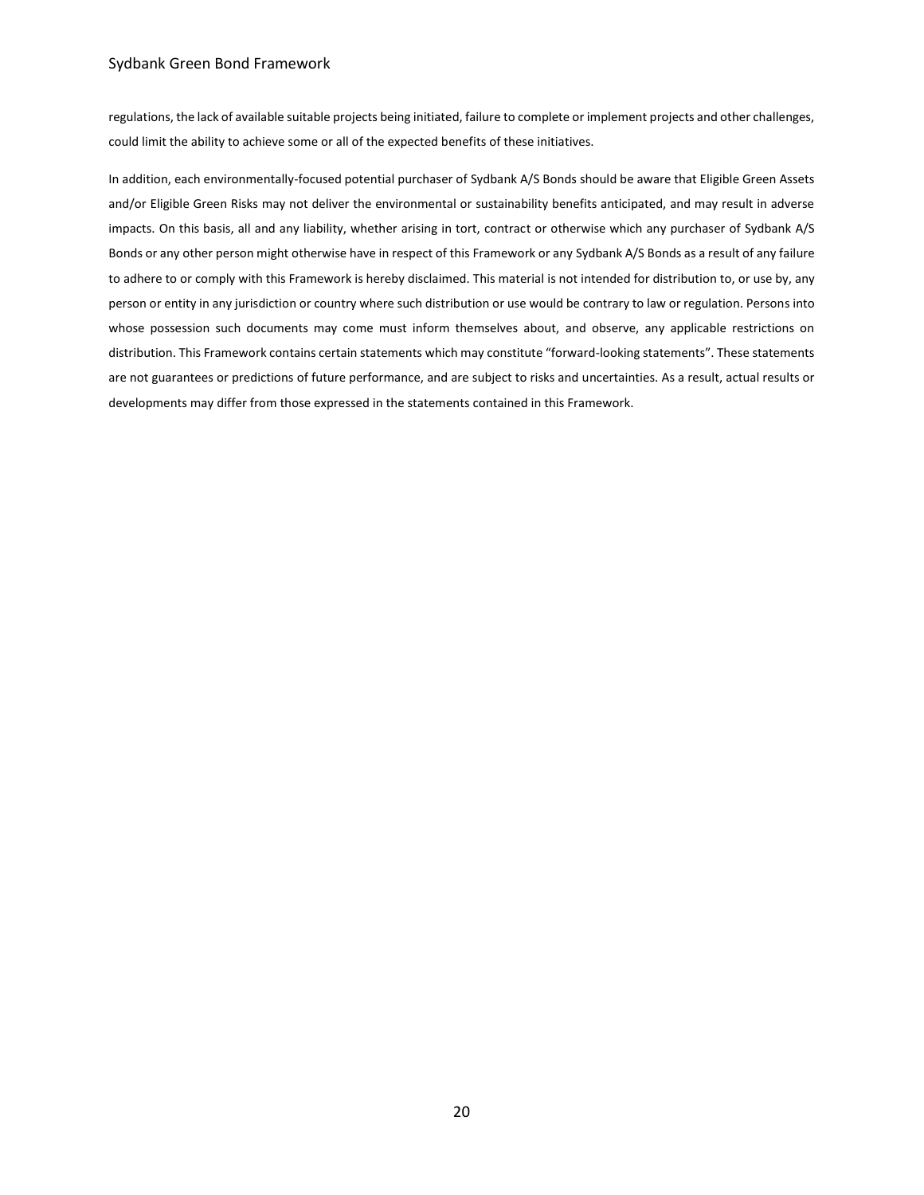regulations, the lack of available suitable projects being initiated, failure to complete or implement projects and other challenges, could limit the ability to achieve some or all of the expected benefits of these initiatives.

In addition, each environmentally-focused potential purchaser of Sydbank A/S Bonds should be aware that Eligible Green Assets and/or Eligible Green Risks may not deliver the environmental or sustainability benefits anticipated, and may result in adverse impacts. On this basis, all and any liability, whether arising in tort, contract or otherwise which any purchaser of Sydbank A/S Bonds or any other person might otherwise have in respect of this Framework or any Sydbank A/S Bonds as a result of any failure to adhere to or comply with this Framework is hereby disclaimed. This material is not intended for distribution to, or use by, any person or entity in any jurisdiction or country where such distribution or use would be contrary to law or regulation. Persons into whose possession such documents may come must inform themselves about, and observe, any applicable restrictions on distribution. This Framework contains certain statements which may constitute "forward-looking statements". These statements are not guarantees or predictions of future performance, and are subject to risks and uncertainties. As a result, actual results or developments may differ from those expressed in the statements contained in this Framework.